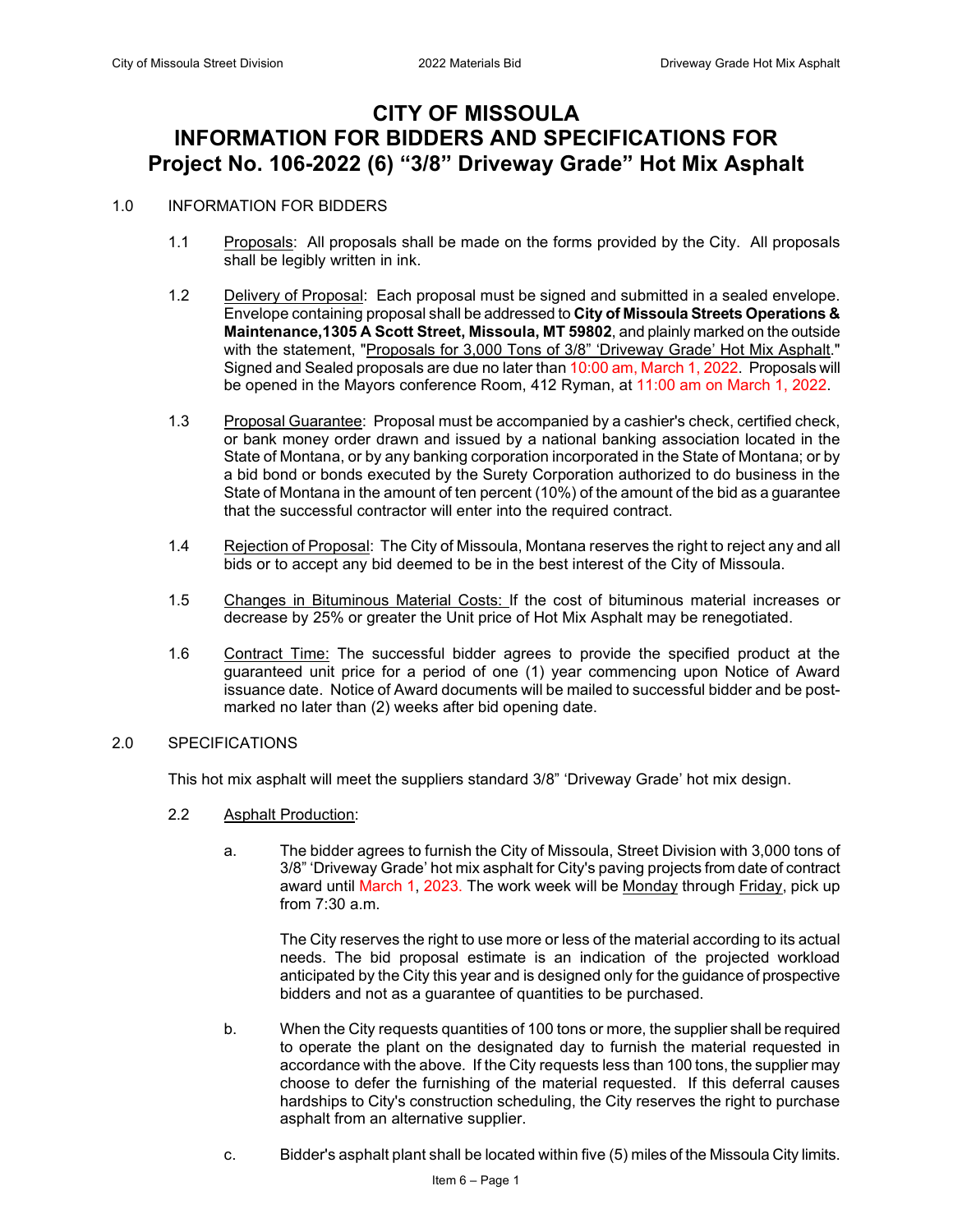# CITY OF MISSOULA
# INFORMATION FOR BIDDERS AND SPECIFICATIONS FOR
# Project No. 106-2022 (6) "3/8" Driveway Grade" Hot Mix Asphalt

## 1.0 INFORMATION FOR BIDDERS

1.1 Proposals: All proposals shall be made on the forms provided by the City. All proposals shall be legibly written in ink.

1.2 Delivery of Proposal: Each proposal must be signed and submitted in a sealed envelope. Envelope containing proposal shall be addressed to **City of Missoula Streets Operations & Maintenance,1305 A Scott Street, Missoula, MT 59802**, and plainly marked on the outside with the statement, "Proposals for 3,000 Tons of 3/8" 'Driveway Grade' Hot Mix Asphalt." Signed and Sealed proposals are due no later than 10:00 am, March 1, 2022. Proposals will be opened in the Mayors conference Room, 412 Ryman, at 11:00 am on March 1, 2022.

1.3 Proposal Guarantee: Proposal must be accompanied by a cashier's check, certified check, or bank money order drawn and issued by a national banking association located in the State of Montana, or by any banking corporation incorporated in the State of Montana; or by a bid bond or bonds executed by the Surety Corporation authorized to do business in the State of Montana in the amount of ten percent (10%) of the amount of the bid as a guarantee that the successful contractor will enter into the required contract.

1.4 Rejection of Proposal: The City of Missoula, Montana reserves the right to reject any and all bids or to accept any bid deemed to be in the best interest of the City of Missoula.

1.5 Changes in Bituminous Material Costs: If the cost of bituminous material increases or decrease by 25% or greater the Unit price of Hot Mix Asphalt may be renegotiated.

1.6 Contract Time: The successful bidder agrees to provide the specified product at the guaranteed unit price for a period of one (1) year commencing upon Notice of Award issuance date. Notice of Award documents will be mailed to successful bidder and be post-marked no later than (2) weeks after bid opening date.

## 2.0 SPECIFICATIONS

This hot mix asphalt will meet the suppliers standard 3/8" 'Driveway Grade' hot mix design.

2.2 Asphalt Production:

a. The bidder agrees to furnish the City of Missoula, Street Division with 3,000 tons of 3/8" 'Driveway Grade' hot mix asphalt for City's paving projects from date of contract award until March 1, 2023. The work week will be Monday through Friday, pick up from 7:30 a.m.

The City reserves the right to use more or less of the material according to its actual needs. The bid proposal estimate is an indication of the projected workload anticipated by the City this year and is designed only for the guidance of prospective bidders and not as a guarantee of quantities to be purchased.

b. When the City requests quantities of 100 tons or more, the supplier shall be required to operate the plant on the designated day to furnish the material requested in accordance with the above. If the City requests less than 100 tons, the supplier may choose to defer the furnishing of the material requested. If this deferral causes hardships to City's construction scheduling, the City reserves the right to purchase asphalt from an alternative supplier.

c. Bidder's asphalt plant shall be located within five (5) miles of the Missoula City limits.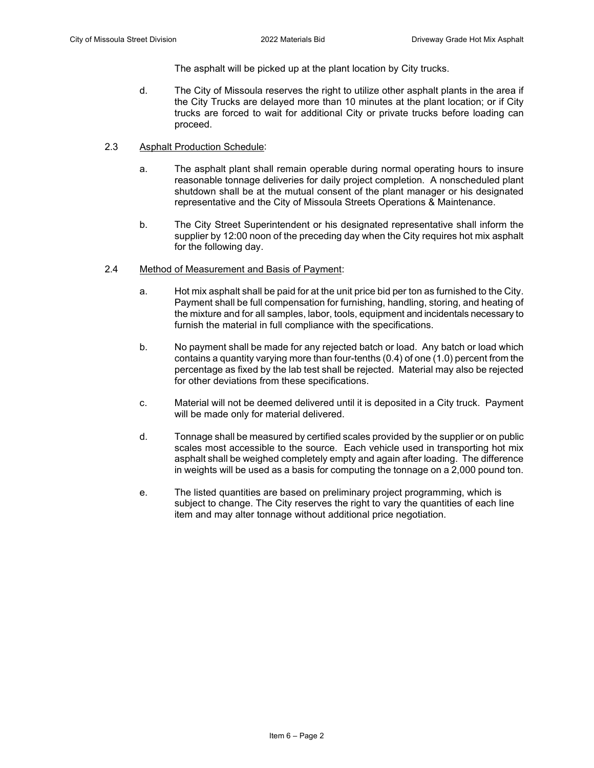The asphalt will be picked up at the plant location by City trucks.

d. The City of Missoula reserves the right to utilize other asphalt plants in the area if the City Trucks are delayed more than 10 minutes at the plant location; or if City trucks are forced to wait for additional City or private trucks before loading can proceed.

2.3 Asphalt Production Schedule:

a. The asphalt plant shall remain operable during normal operating hours to insure reasonable tonnage deliveries for daily project completion. A nonscheduled plant shutdown shall be at the mutual consent of the plant manager or his designated representative and the City of Missoula Streets Operations & Maintenance.

b. The City Street Superintendent or his designated representative shall inform the supplier by 12:00 noon of the preceding day when the City requires hot mix asphalt for the following day.

2.4 Method of Measurement and Basis of Payment:

a. Hot mix asphalt shall be paid for at the unit price bid per ton as furnished to the City. Payment shall be full compensation for furnishing, handling, storing, and heating of the mixture and for all samples, labor, tools, equipment and incidentals necessary to furnish the material in full compliance with the specifications.

b. No payment shall be made for any rejected batch or load. Any batch or load which contains a quantity varying more than four-tenths (0.4) of one (1.0) percent from the percentage as fixed by the lab test shall be rejected. Material may also be rejected for other deviations from these specifications.

c. Material will not be deemed delivered until it is deposited in a City truck. Payment will be made only for material delivered.

d. Tonnage shall be measured by certified scales provided by the supplier or on public scales most accessible to the source. Each vehicle used in transporting hot mix asphalt shall be weighed completely empty and again after loading. The difference in weights will be used as a basis for computing the tonnage on a 2,000 pound ton.

e. The listed quantities are based on preliminary project programming, which is subject to change. The City reserves the right to vary the quantities of each line item and may alter tonnage without additional price negotiation.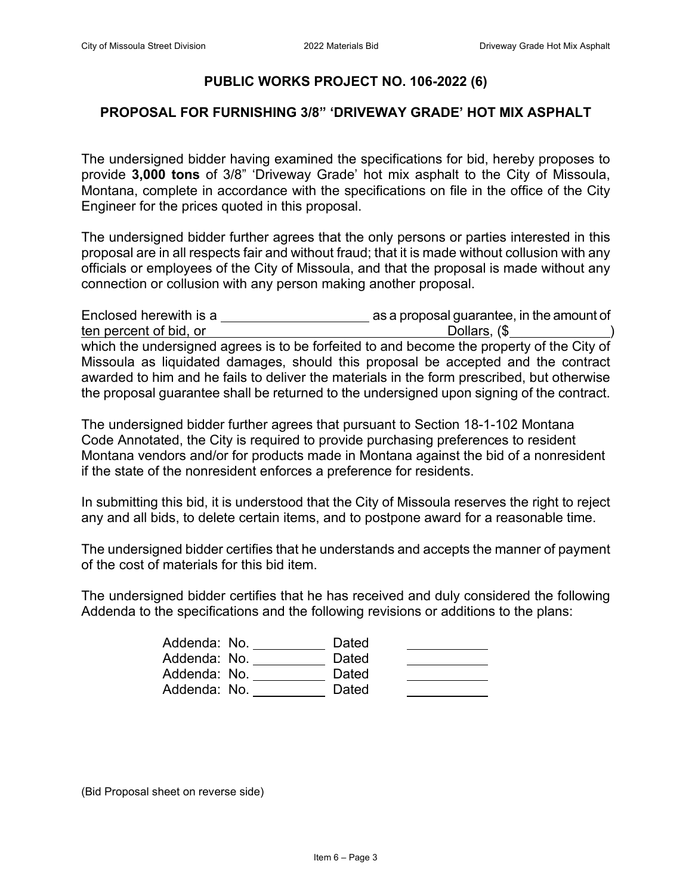## PUBLIC WORKS PROJECT NO. 106-2022 (6)

## PROPOSAL FOR FURNISHING 3/8" 'DRIVEWAY GRADE' HOT MIX ASPHALT

The undersigned bidder having examined the specifications for bid, hereby proposes to provide **3,000 tons** of 3/8" 'Driveway Grade' hot mix asphalt to the City of Missoula, Montana, complete in accordance with the specifications on file in the office of the City Engineer for the prices quoted in this proposal.

The undersigned bidder further agrees that the only persons or parties interested in this proposal are in all respects fair and without fraud; that it is made without collusion with any officials or employees of the City of Missoula, and that the proposal is made without any connection or collusion with any person making another proposal.

Enclosed herewith is a \_\_\_\_\_\_\_\_\_\_\_\_\_\_\_\_\_\_\_\_ as a proposal guarantee, in the amount of ten percent of bid, or \_\_\_\_\_\_\_\_\_\_\_\_\_\_\_\_\_\_\_\_\_\_\_\_\_\_\_\_\_\_\_\_ Dollars, ($\_\_\_\_\_\_\_\_\_\_\_\_\_\_) which the undersigned agrees is to be forfeited to and become the property of the City of Missoula as liquidated damages, should this proposal be accepted and the contract awarded to him and he fails to deliver the materials in the form prescribed, but otherwise the proposal guarantee shall be returned to the undersigned upon signing of the contract.

The undersigned bidder further agrees that pursuant to Section 18-1-102 Montana Code Annotated, the City is required to provide purchasing preferences to resident Montana vendors and/or for products made in Montana against the bid of a nonresident if the state of the nonresident enforces a preference for residents.

In submitting this bid, it is understood that the City of Missoula reserves the right to reject any and all bids, to delete certain items, and to postpone award for a reasonable time.

The undersigned bidder certifies that he understands and accepts the manner of payment of the cost of materials for this bid item.

The undersigned bidder certifies that he has received and duly considered the following Addenda to the specifications and the following revisions or additions to the plans:

Addenda: No. \_\_\_\_\_\_\_\_\_\_ Dated \_\_\_\_\_\_\_\_\_\_\_
Addenda: No. \_\_\_\_\_\_\_\_\_\_ Dated \_\_\_\_\_\_\_\_\_\_\_
Addenda: No. \_\_\_\_\_\_\_\_\_\_ Dated \_\_\_\_\_\_\_\_\_\_\_
Addenda: No. \_\_\_\_\_\_\_\_\_\_ Dated \_\_\_\_\_\_\_\_\_\_\_

(Bid Proposal sheet on reverse side)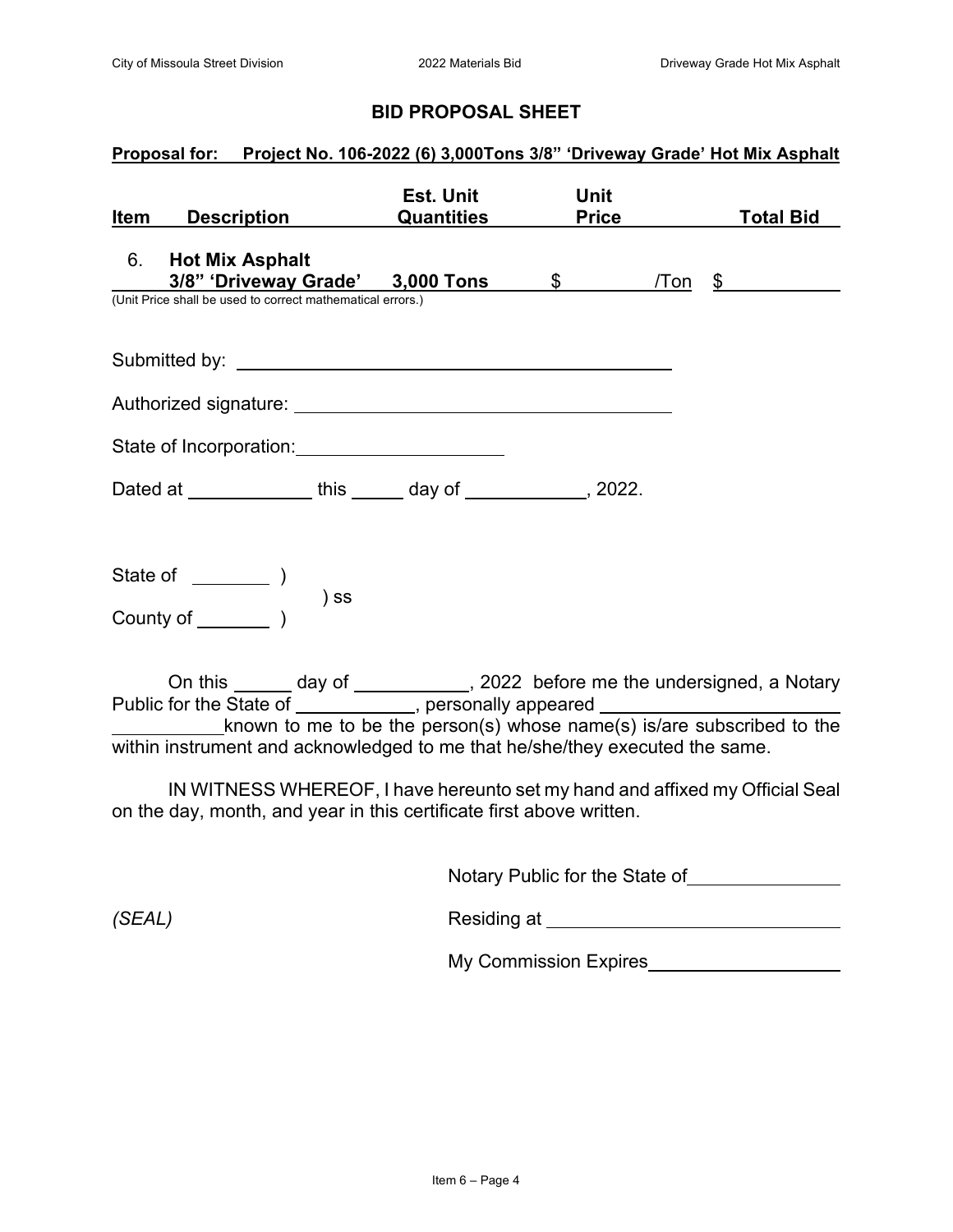## BID PROPOSAL SHEET

**Proposal for: Project No. 106-2022 (6) 3,000Tons 3/8" 'Driveway Grade' Hot Mix Asphalt**

| Item | Description | Est. Unit Quantities | Unit Price | Total Bid |
|---|---|---|---|---|
| 6. | **Hot Mix Asphalt 3/8" 'Driveway Grade'** | **3,000 Tons** | $ ________ /Ton | $ ____________ |

(Unit Price shall be used to correct mathematical errors.)

Submitted by: ______________________________________________

Authorized signature: ________________________________________

State of Incorporation: ______________________

Dated at ______________ this ______ day of _____________, 2022.

State of ________ )
) ss
County of _______ )

On this ______ day of ____________, 2022 before me the undersigned, a Notary Public for the State of ____________, personally appeared ________________________ __________ known to me to be the person(s) whose name(s) is/are subscribed to the within instrument and acknowledged to me that he/she/they executed the same.

IN WITNESS WHEREOF, I have hereunto set my hand and affixed my Official Seal on the day, month, and year in this certificate first above written.

Notary Public for the State of_______________

*(SEAL)* Residing at ______________________________

My Commission Expires___________________